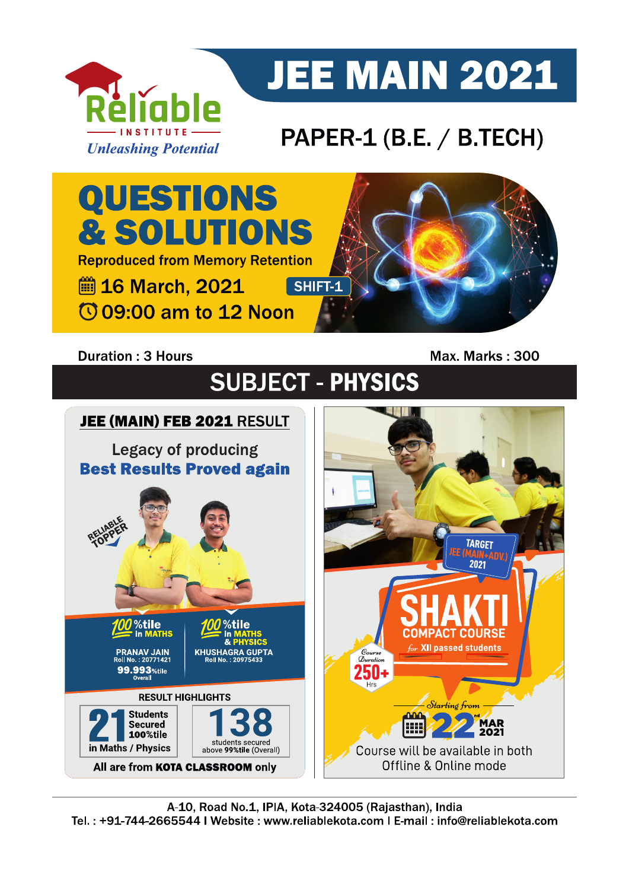Reliable INSTITUTE

*Unleashing Potential*

# JEE MAIN 2021

## PAPER-1 (B.E. / B.TECH)

# QUESTIONS & SOLUTIONS

Reproduced from Memory Retention

16 March, 2021 SHIFT-1

09:00 am to 12 Noon

Duration : 3 Hours | Max. Marks : 300

## SUBJECT - PHYSICS

### JEE (MAIN) FEB 2021 RESULT

Legacy of producing

**Best Results Proved again**

RELIABLE TOPPER

**100 %tile in MATHS**
PRANAV JAIN
Roll No. : 20771421
**99.993%tile** Overall

**100 %tile in MATHS & PHYSICS**
KHUSHAGRA GUPTA
Roll No. : 20975433

RESULT HIGHLIGHTS

**21** Students Secured 100%tile in Maths / Physics

**138** students secured above 99%tile (Overall)

All are from **KOTA CLASSROOM** only

TARGET JEE (MAIN+ADV.) 2021

**SHAKTI**
COMPACT COURSE
*for* XII passed students

Course Duration **250+** Hrs

*Starting from* **22nd MAR 2021**

Course will be available in both Offline & Online mode

A-10, Road No.1, IPIA, Kota-324005 (Rajasthan), India
Tel. : +91-744-2665544 I Website : www.reliablekota.com I E-mail : info@reliablekota.com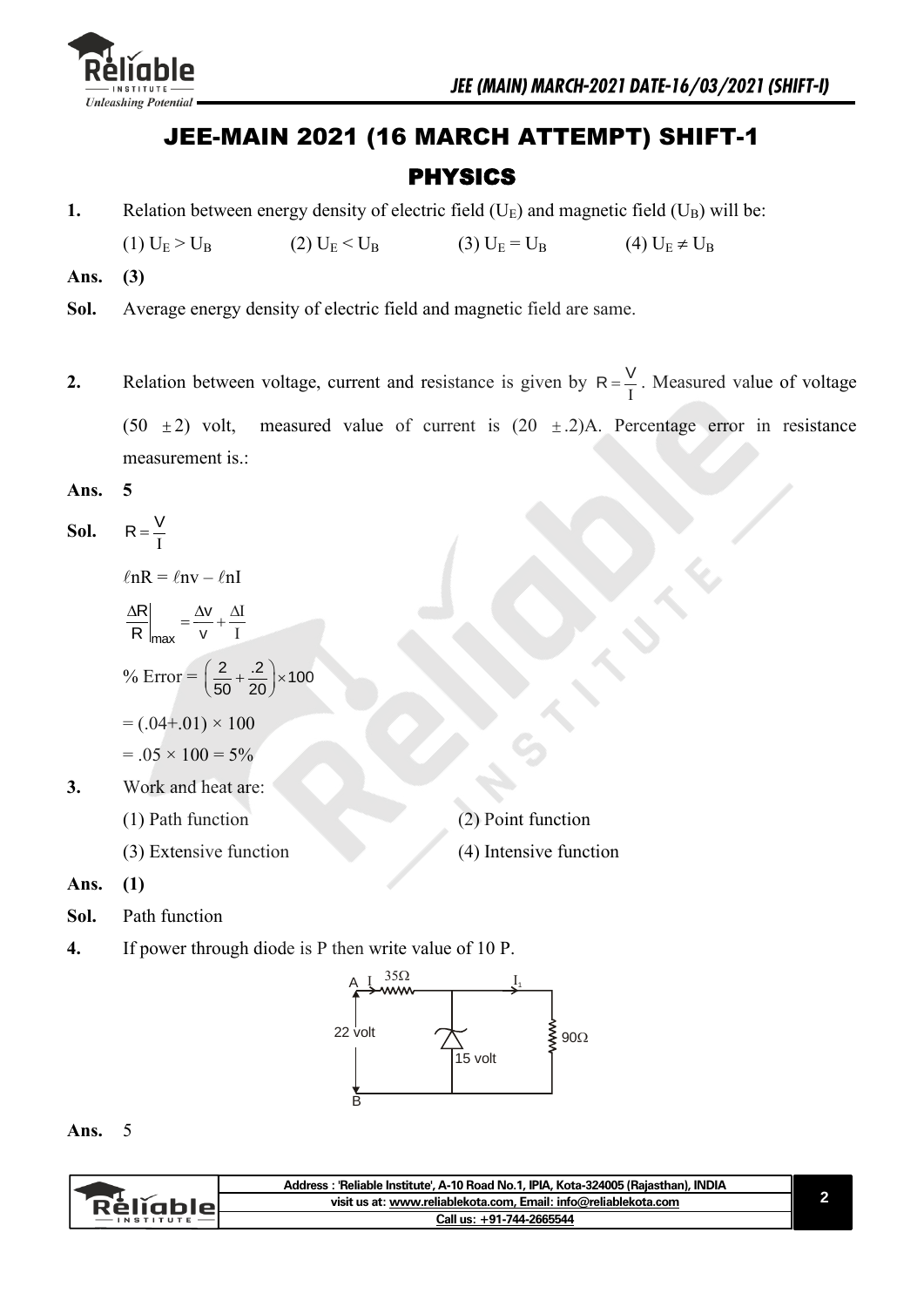# JEE-MAIN 2021 (16 MARCH ATTEMPT) SHIFT-1

## PHYSICS

**1.** Relation between energy density of electric field ($U_E$) and magnetic field ($U_B$) will be:

(1) $U_E > U_B$ (2) $U_E < U_B$ (3) $U_E = U_B$ (4) $U_E \neq U_B$

**Ans.** **(3)**

**Sol.** Average energy density of electric field and magnetic field are same.

**2.** Relation between voltage, current and resistance is given by $R = \frac{V}{I}$. Measured value of voltage $(50 \pm 2)$ volt, measured value of current is $(20 \pm .2)$A. Percentage error in resistance measurement is.:

**Ans.** **5**

**Sol.** $R = \frac{V}{I}$

$\ell nR = \ell nv - \ell nI$

$\left.\frac{\Delta R}{R}\right|_{max} = \frac{\Delta v}{v} + \frac{\Delta I}{I}$

% Error $= \left(\frac{2}{50} + \frac{.2}{20}\right) \times 100$

$= (.04 + .01) \times 100$

$= .05 \times 100 = 5\%$

**3.** Work and heat are:

(1) Path function
(2) Point function
(3) Extensive function
(4) Intensive function

**Ans.** **(1)**

**Sol.** Path function

**4.** If power through diode is P then write value of 10 P.

A I 35Ω I₁ 22 volt 15 volt 90Ω B

**Ans.** 5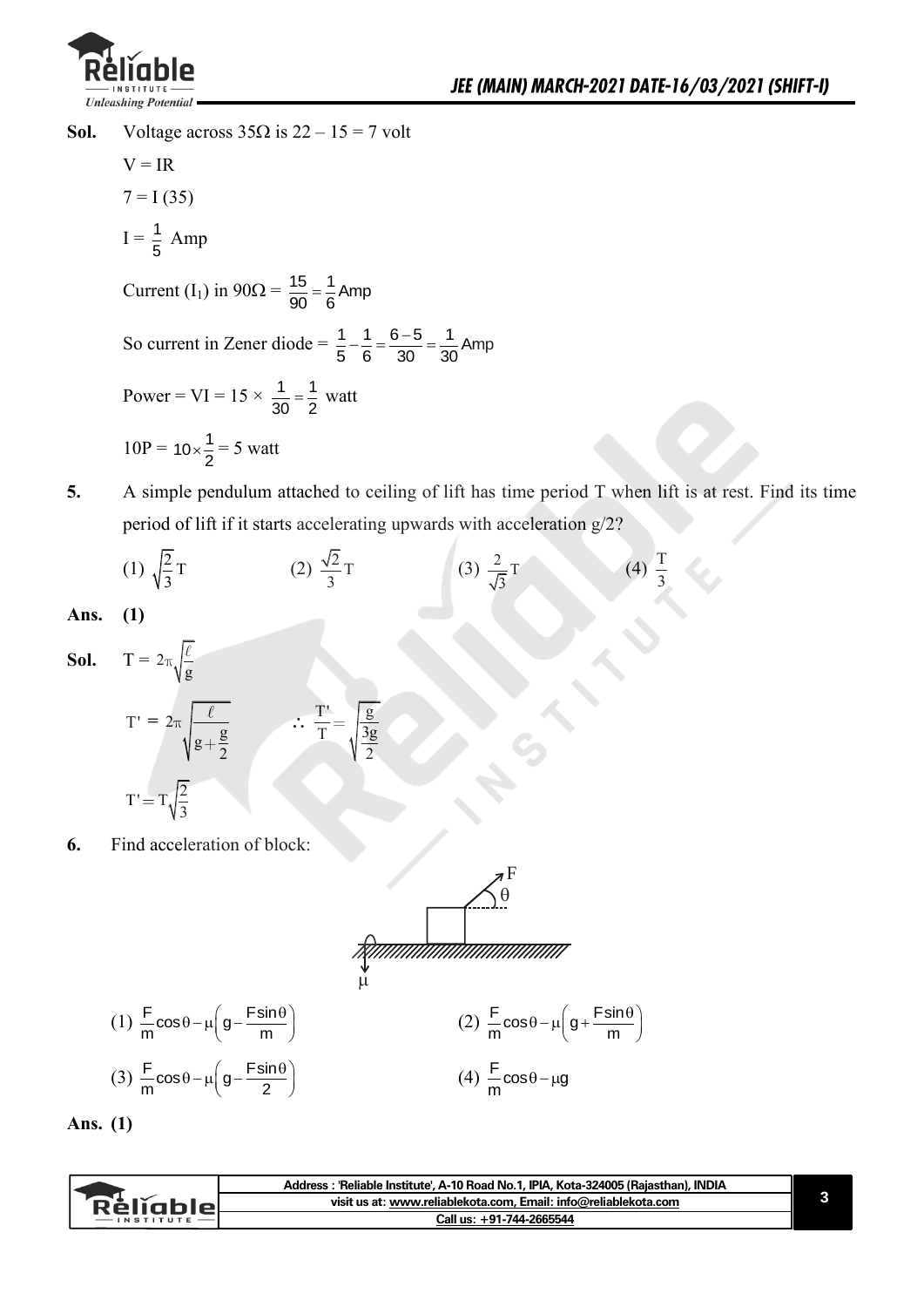**Sol.** Voltage across 35Ω is 22 – 15 = 7 volt

$V = IR$

$7 = I(35)$

$I = \frac{1}{5}$ Amp

Current ($I_1$) in 90Ω = $\frac{15}{90} = \frac{1}{6}$ Amp

So current in Zener diode = $\frac{1}{5} - \frac{1}{6} = \frac{6-5}{30} = \frac{1}{30}$ Amp

Power = VI = $15 \times \frac{1}{30} = \frac{1}{2}$ watt

$10P = 10 \times \frac{1}{2} = 5$ watt

**5.** A simple pendulum attached to ceiling of lift has time period T when lift is at rest. Find its time period of lift if it starts accelerating upwards with acceleration g/2?

(1) $\sqrt{\frac{2}{3}}T$ (2) $\frac{\sqrt{2}}{3}T$ (3) $\frac{2}{\sqrt{3}}T$ (4) $\frac{T}{3}$

**Ans.** **(1)**

**Sol.** $T = 2\pi\sqrt{\frac{\ell}{g}}$

$T' = 2\pi\sqrt{\frac{\ell}{g+\frac{g}{2}}}$ $\therefore \frac{T'}{T} = \sqrt{\frac{g}{\frac{3g}{2}}}$

$T' = T\sqrt{\frac{2}{3}}$

**6.** Find acceleration of block:

(1) $\frac{F}{m}\cos\theta - \mu\left(g - \frac{F\sin\theta}{m}\right)$ (2) $\frac{F}{m}\cos\theta - \mu\left(g + \frac{F\sin\theta}{m}\right)$

(3) $\frac{F}{m}\cos\theta - \mu\left(g - \frac{F\sin\theta}{2}\right)$ (4) $\frac{F}{m}\cos\theta - \mu g$

**Ans.** **(1)**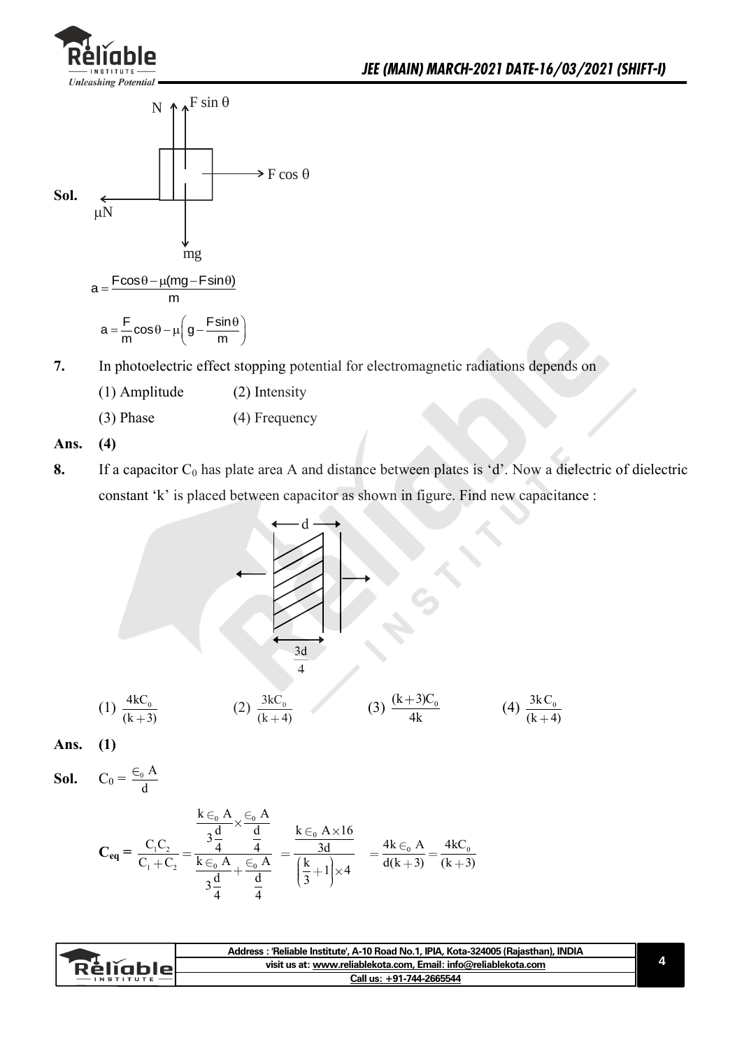**Sol.**

N, $F \sin\theta$, $F \cos\theta$, $\mu N$, mg

$$a = \frac{F\cos\theta - \mu(mg - F\sin\theta)}{m}$$

$$a = \frac{F}{m}\cos\theta - \mu\left(g - \frac{F\sin\theta}{m}\right)$$

**7.** In photoelectric effect stopping potential for electromagnetic radiations depends on

(1) Amplitude (2) Intensity

(3) Phase (4) Frequency

**Ans. (4)**

**8.** If a capacitor $C_0$ has plate area A and distance between plates is 'd'. Now a dielectric of dielectric constant 'k' is placed between capacitor as shown in figure. Find new capacitance :

d

$\frac{3d}{4}$

(1) $\frac{4kC_0}{(k+3)}$ (2) $\frac{3kC_0}{(k+4)}$ (3) $\frac{(k+3)C_0}{4k}$ (4) $\frac{3kC_0}{(k+4)}$

**Ans. (1)**

**Sol.** $C_0 = \frac{\in_0 A}{d}$

$$\mathbf{C_{eq}} = \frac{C_1C_2}{C_1+C_2} = \frac{\frac{k\in_0 A}{3\frac{d}{4}} \times \frac{\in_0 A}{\frac{d}{4}}}{\frac{k\in_0 A}{3\frac{d}{4}} + \frac{\in_0 A}{\frac{d}{4}}} = \frac{\frac{k\in_0 A \times 16}{3d}}{\left(\frac{k}{3}+1\right)\times 4} = \frac{4k\in_0 A}{d(k+3)} = \frac{4kC_0}{(k+3)}$$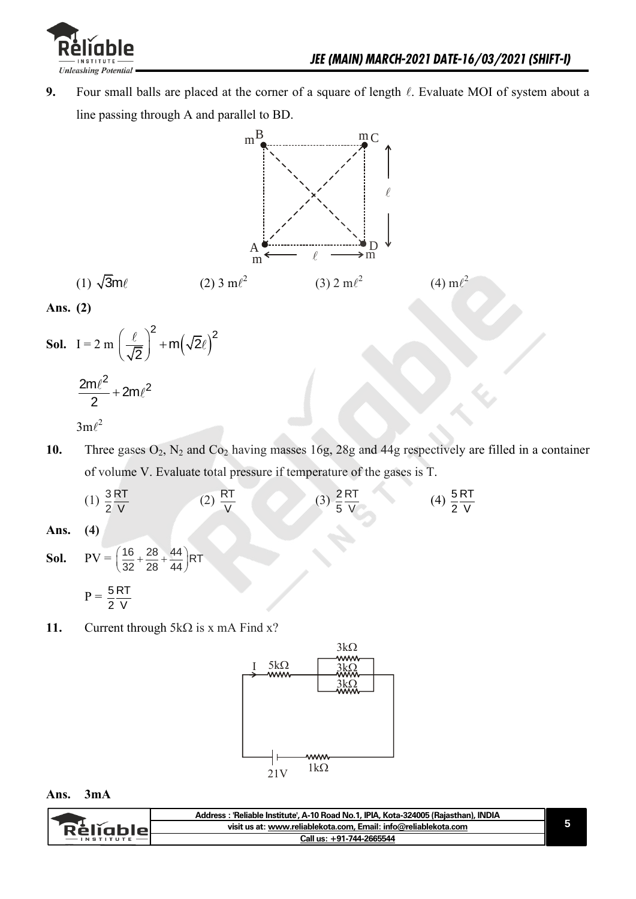**9.** Four small balls are placed at the corner of a square of length $\ell$. Evaluate MOI of system about a line passing through A and parallel to BD.

(1) $\sqrt{3}m\ell$ (2) $3\,m\ell^2$ (3) $2\,m\ell^2$ (4) $m\ell^2$

**Ans. (2)**

**Sol.** $I = 2\,m\left(\frac{\ell}{\sqrt{2}}\right)^2 + m\left(\sqrt{2}\ell\right)^2$

$\frac{2m\ell^2}{2} + 2m\ell^2$

$3m\ell^2$

**10.** Three gases $O_2$, $N_2$ and $Co_2$ having masses 16g, 28g and 44g respectively are filled in a container of volume V. Evaluate total pressure if temperature of the gases is T.

(1) $\frac{3}{2}\frac{RT}{V}$ (2) $\frac{RT}{V}$ (3) $\frac{2}{5}\frac{RT}{V}$ (4) $\frac{5}{2}\frac{RT}{V}$

**Ans. (4)**

**Sol.** $PV = \left(\frac{16}{32} + \frac{28}{28} + \frac{44}{44}\right)RT$

$P = \frac{5}{2}\frac{RT}{V}$

**11.** Current through $5k\Omega$ is x mA Find x?

**Ans. 3mA**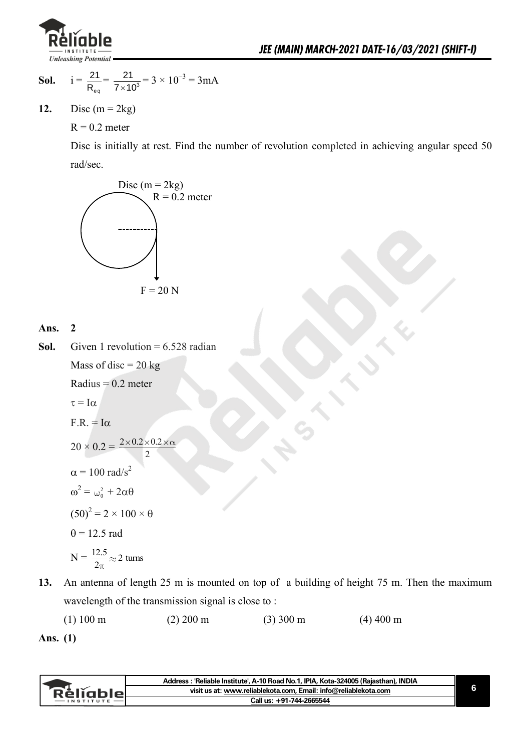**Sol.** $i = \frac{21}{R_{eq}} = \frac{21}{7 \times 10^3} = 3 \times 10^{-3} = 3\text{mA}$

**12.** Disc (m = 2kg)

R = 0.2 meter

Disc is initially at rest. Find the number of revolution completed in achieving angular speed 50 rad/sec.

Disc (m = 2kg)
R = 0.2 meter

F = 20 N

**Ans. 2**

**Sol.** Given 1 revolution = 6.528 radian

Mass of disc = 20 kg

Radius = 0.2 meter

$\tau = I\alpha$

$F.R. = I\alpha$

$20 \times 0.2 = \frac{2 \times 0.2 \times 0.2 \times \alpha}{2}$

$\alpha = 100 \text{ rad/s}^2$

$\omega^2 = \omega_0^2 + 2\alpha\theta$

$(50)^2 = 2 \times 100 \times \theta$

$\theta = 12.5$ rad

$N = \frac{12.5}{2\pi} \approx 2$ turns

**13.** An antenna of length 25 m is mounted on top of a building of height 75 m. Then the maximum wavelength of the transmission signal is close to :

(1) 100 m (2) 200 m (3) 300 m (4) 400 m

**Ans. (1)**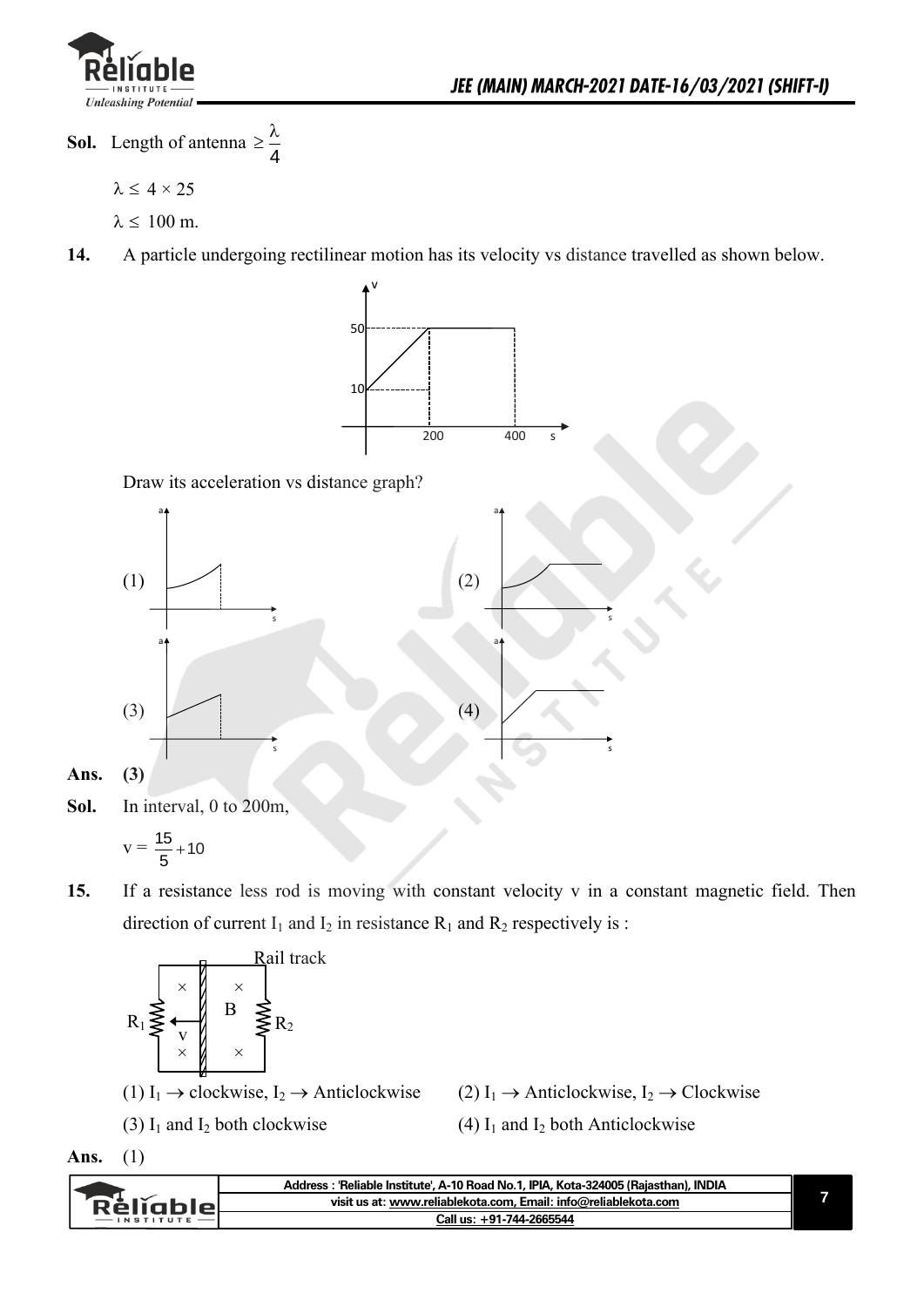**Sol.** Length of antenna $\geq \frac{\lambda}{4}$

$\lambda \leq 4 \times 25$

$\lambda \leq 100$ m.

**14.** A particle undergoing rectilinear motion has its velocity vs distance travelled as shown below.

Draw its acceleration vs distance graph?

(1)　　(2)

(3)　　(4)

**Ans.** **(3)**

**Sol.** In interval, 0 to 200m,

$v = \frac{15}{5} + 10$

**15.** If a resistance less rod is moving with constant velocity v in a constant magnetic field. Then direction of current $I_1$ and $I_2$ in resistance $R_1$ and $R_2$ respectively is :

(1) $I_1 \rightarrow$ clockwise, $I_2 \rightarrow$ Anticlockwise　　(2) $I_1 \rightarrow$ Anticlockwise, $I_2 \rightarrow$ Clockwise

(3) $I_1$ and $I_2$ both clockwise　　(4) $I_1$ and $I_2$ both Anticlockwise

**Ans.** (1)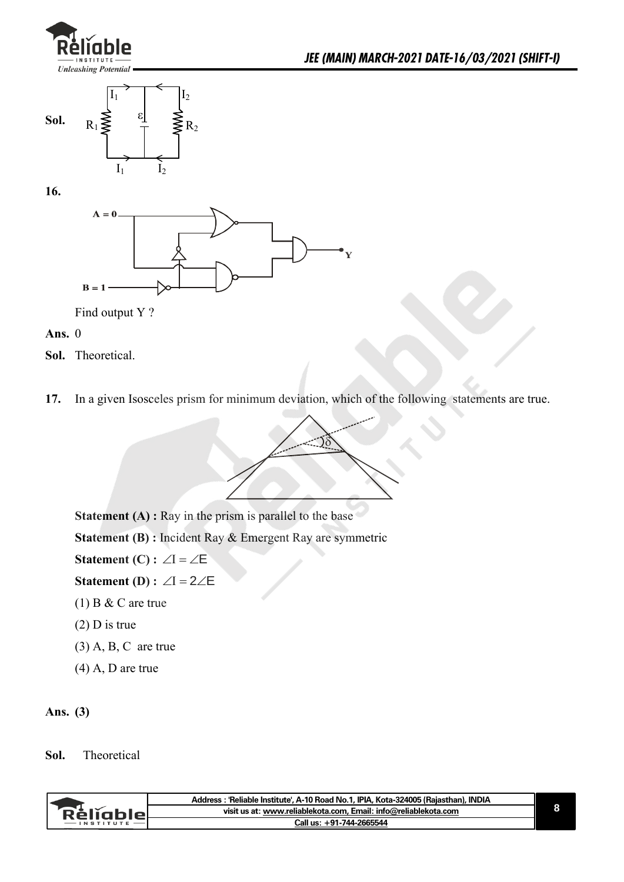**Sol.**

**16.**

Find output Y ?

**Ans.** 0

**Sol.** Theoretical.

**17.** In a given Isosceles prism for minimum deviation, which of the following statements are true.

**Statement (A) :** Ray in the prism is parallel to the base

**Statement (B) :** Incident Ray & Emergent Ray are symmetric

**Statement (C) :** $\angle I = \angle E$

**Statement (D) :** $\angle I = 2\angle E$

(1) B & C are true

(2) D is true

(3) A, B, C are true

(4) A, D are true

**Ans. (3)**

**Sol.** Theoretical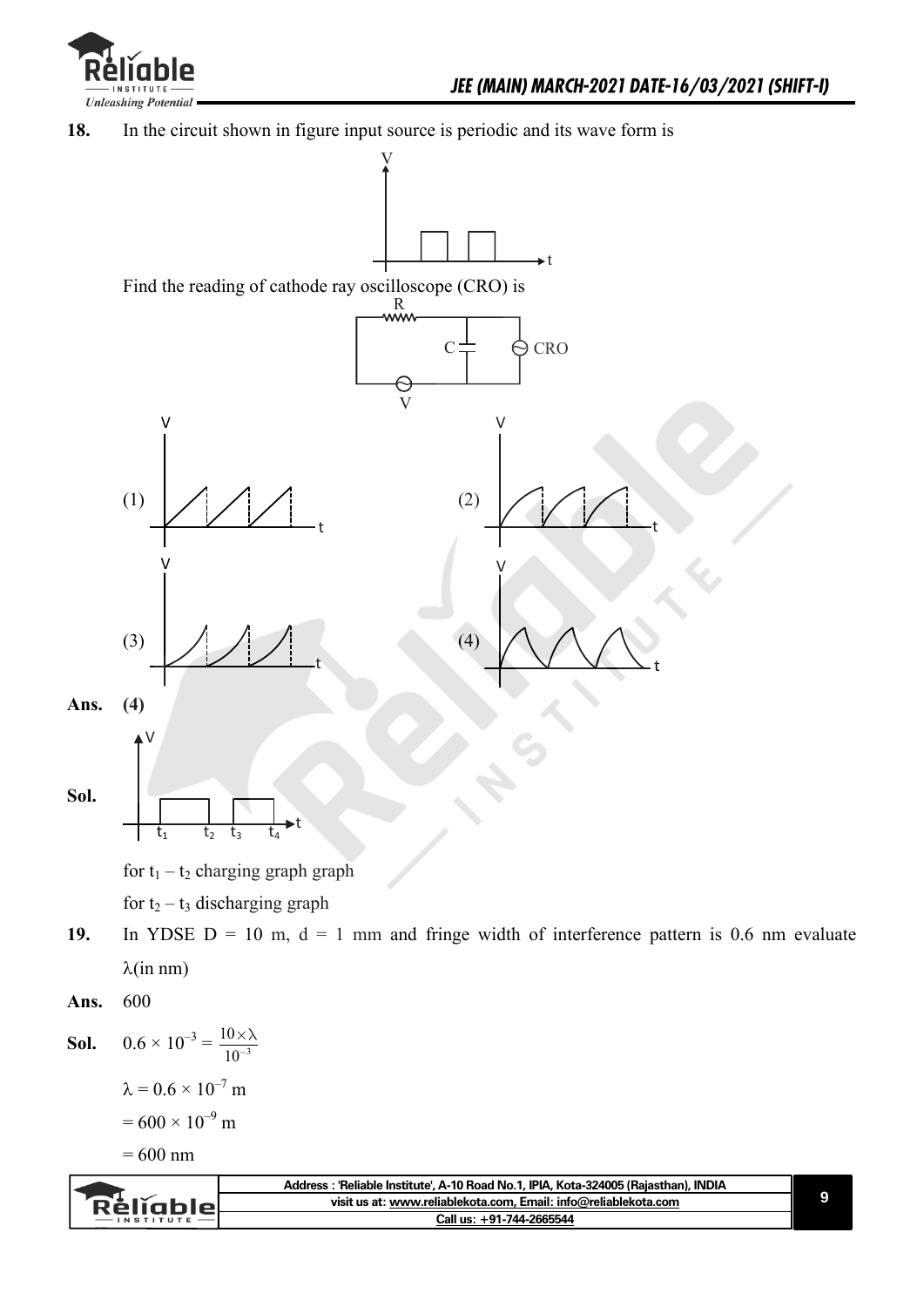**18.** In the circuit shown in figure input source is periodic and its wave form is

Find the reading of cathode ray oscilloscope (CRO) is

(1) (2)

(3) (4)

**Ans.** **(4)**

**Sol.**

for $t_1 - t_2$ charging graph graph

for $t_2 - t_3$ discharging graph

**19.** In YDSE D = 10 m, d = 1 mm and fringe width of interference pattern is 0.6 nm evaluate $\lambda$(in nm)

**Ans.** 600

**Sol.** $0.6 \times 10^{-3} = \frac{10 \times \lambda}{10^{-3}}$

$\lambda = 0.6 \times 10^{-7}$ m

$= 600 \times 10^{-9}$ m

$= 600$ nm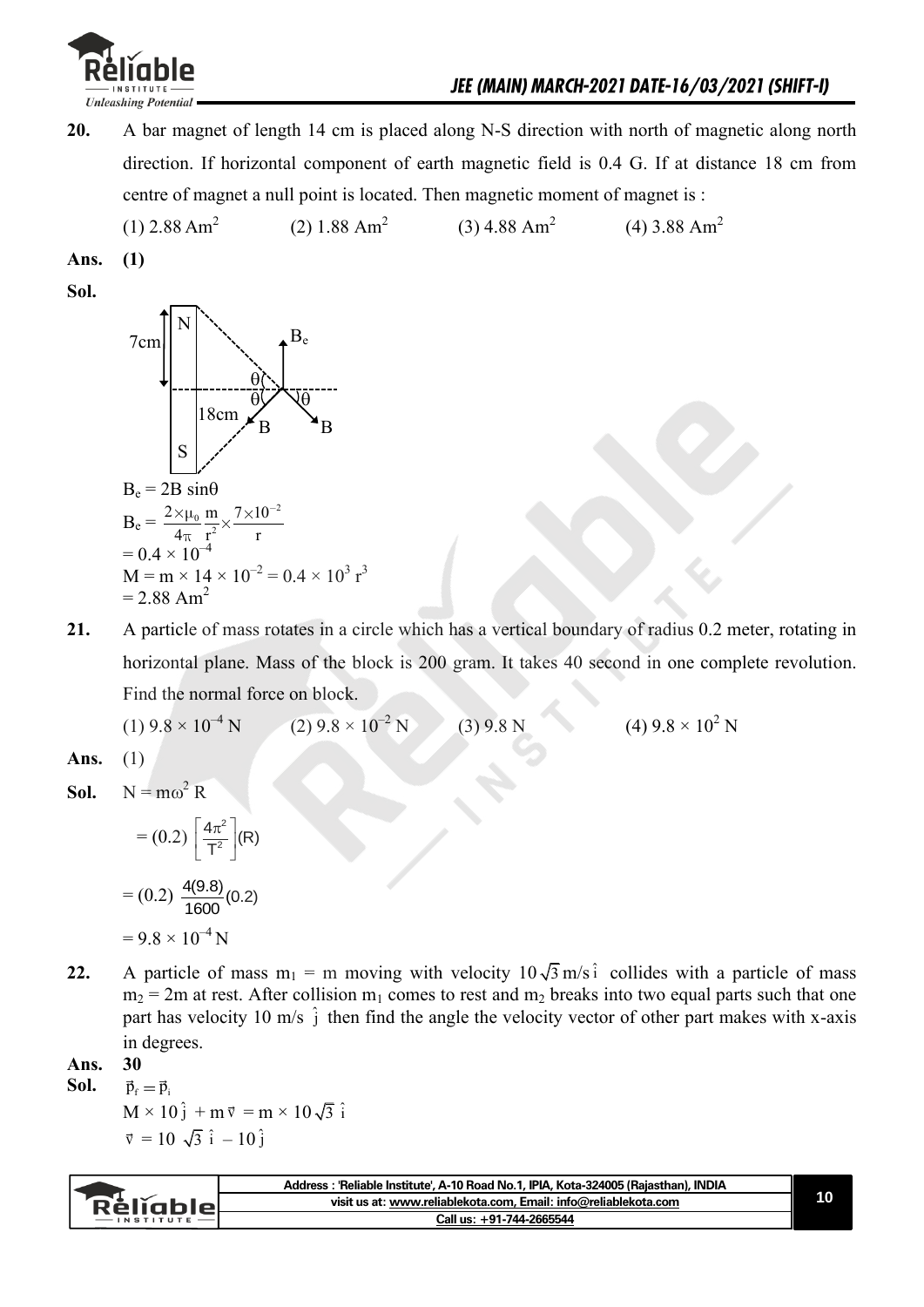**20.** A bar magnet of length 14 cm is placed along N-S direction with north of magnetic along north direction. If horizontal component of earth magnetic field is 0.4 G. If at distance 18 cm from centre of magnet a null point is located. Then magnetic moment of magnet is :

(1) 2.88 $Am^2$ (2) 1.88 $Am^2$ (3) 4.88 $Am^2$ (4) 3.88 $Am^2$

**Ans.** **(1)**

**Sol.**

$B_e = 2B \sin\theta$

$B_e = \frac{2 \times \mu_0}{4\pi} \frac{m}{r^2} \times \frac{7 \times 10^{-2}}{r}$

$= 0.4 \times 10^{-4}$

$M = m \times 14 \times 10^{-2} = 0.4 \times 10^3 r^3$

$= 2.88 \text{ Am}^2$

**21.** A particle of mass rotates in a circle which has a vertical boundary of radius 0.2 meter, rotating in horizontal plane. Mass of the block is 200 gram. It takes 40 second in one complete revolution. Find the normal force on block.

(1) $9.8 \times 10^{-4}$ N (2) $9.8 \times 10^{-2}$ N (3) 9.8 N (4) $9.8 \times 10^2$ N

**Ans.** (1)

**Sol.** $N = m\omega^2 R$

$= (0.2) \left[\frac{4\pi^2}{T^2}\right](R)$

$= (0.2) \frac{4(9.8)}{1600}(0.2)$

$= 9.8 \times 10^{-4}$ N

**22.** A particle of mass $m_1 = m$ moving with velocity $10\sqrt{3}$ m/s $\hat{i}$ collides with a particle of mass $m_2 = 2m$ at rest. After collision $m_1$ comes to rest and $m_2$ breaks into two equal parts such that one part has velocity 10 m/s $\hat{j}$ then find the angle the velocity vector of other part makes with x-axis in degrees.

**Ans.** **30**

**Sol.** $\vec{p}_f = \vec{p}_i$

$M \times 10\hat{j} + m\vec{v} = m \times 10\sqrt{3}\,\hat{i}$

$\vec{v} = 10\sqrt{3}\,\hat{i} - 10\hat{j}$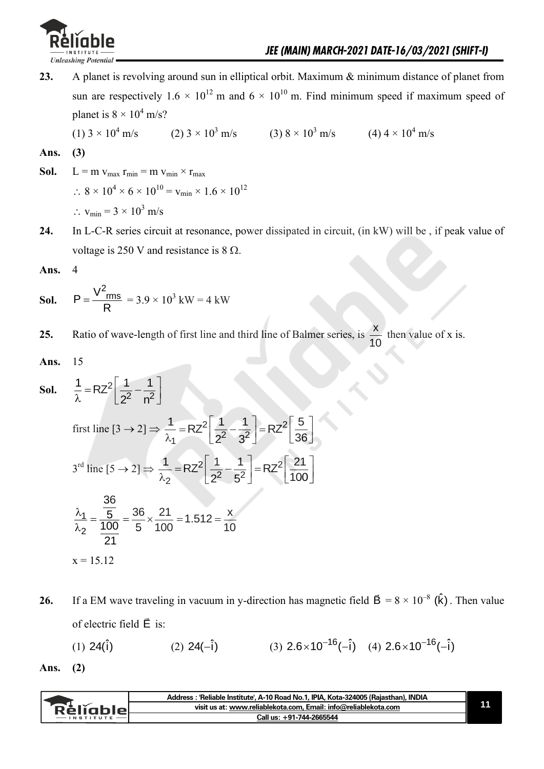**23.** A planet is revolving around sun in elliptical orbit. Maximum & minimum distance of planet from sun are respectively $1.6 \times 10^{12}$ m and $6 \times 10^{10}$ m. Find minimum speed if maximum speed of planet is $8 \times 10^4$ m/s?

(1) $3 \times 10^4$ m/s (2) $3 \times 10^3$ m/s (3) $8 \times 10^3$ m/s (4) $4 \times 10^4$ m/s

**Ans.** **(3)**

**Sol.** $L = m\, v_{max}\, r_{min} = m\, v_{min} \times r_{max}$

$\therefore\ 8 \times 10^4 \times 6 \times 10^{10} = v_{min} \times 1.6 \times 10^{12}$

$\therefore\ v_{min} = 3 \times 10^3$ m/s

**24.** In L-C-R series circuit at resonance, power dissipated in circuit, (in kW) will be , if peak value of voltage is 250 V and resistance is 8 Ω.

**Ans.** 4

**Sol.** $P = \dfrac{V^2_{rms}}{R} = 3.9 \times 10^3$ kW = 4 kW

**25.** Ratio of wave-length of first line and third line of Balmer series, is $\dfrac{x}{10}$ then value of x is.

**Ans.** 15

**Sol.** $\dfrac{1}{\lambda} = RZ^2\left[\dfrac{1}{2^2} - \dfrac{1}{n^2}\right]$

first line $[3 \to 2] \Rightarrow \dfrac{1}{\lambda_1} = RZ^2\left[\dfrac{1}{2^2} - \dfrac{1}{3^2}\right] = RZ^2\left[\dfrac{5}{36}\right]$

$3^{rd}$ line $[5 \to 2] \Rightarrow \dfrac{1}{\lambda_2} = RZ^2\left[\dfrac{1}{2^2} - \dfrac{1}{5^2}\right] = RZ^2\left[\dfrac{21}{100}\right]$

$$\frac{\lambda_1}{\lambda_2} = \frac{\frac{36}{5}}{\frac{100}{21}} = \frac{36}{5} \times \frac{21}{100} = 1.512 = \frac{x}{10}$$

$x = 15.12$

**26.** If a EM wave traveling in vacuum in y-direction has magnetic field $\vec{B} = 8 \times 10^{-8}\ (\hat{k})$. Then value of electric field $\vec{E}$ is:

(1) $24(\hat{i})$ (2) $24(-\hat{i})$ (3) $2.6 \times 10^{-16}(-\hat{i})$ (4) $2.6 \times 10^{-16}(-\hat{i})$

**Ans.** **(2)**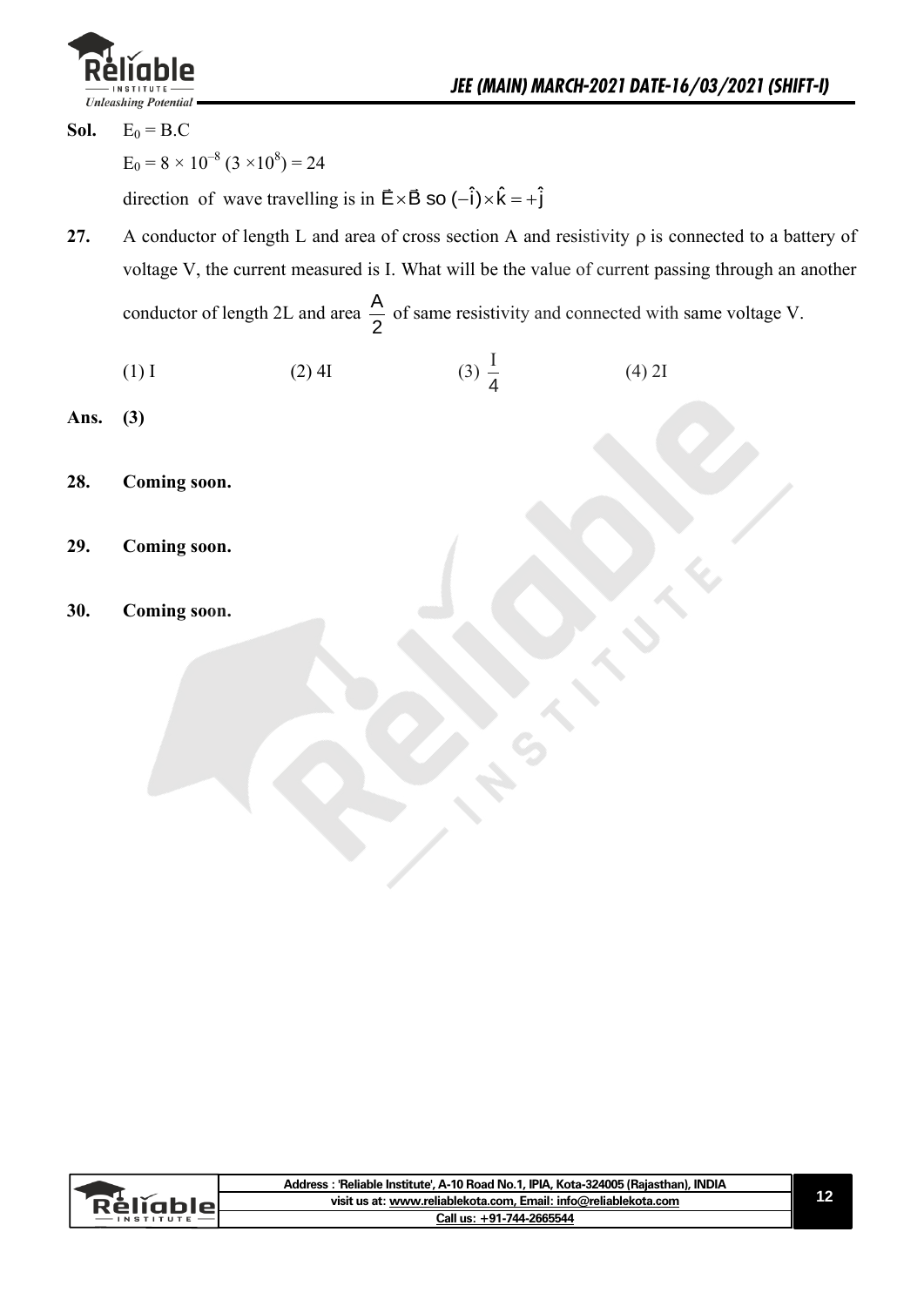**Sol.** $E_0 = B.C$

$E_0 = 8 \times 10^{-8} (3 \times 10^{8}) = 24$

direction of wave travelling is in $\vec{E} \times \vec{B}$ so $(-\hat{i}) \times \hat{k} = +\hat{j}$

**27.** A conductor of length L and area of cross section A and resistivity ρ is connected to a battery of voltage V, the current measured is I. What will be the value of current passing through an another conductor of length 2L and area $\frac{A}{2}$ of same resistivity and connected with same voltage V.

(1) I (2) 4I (3) $\frac{I}{4}$ (4) 2I

**Ans.** **(3)**

**28.** **Coming soon.**

**29.** **Coming soon.**

**30.** **Coming soon.**